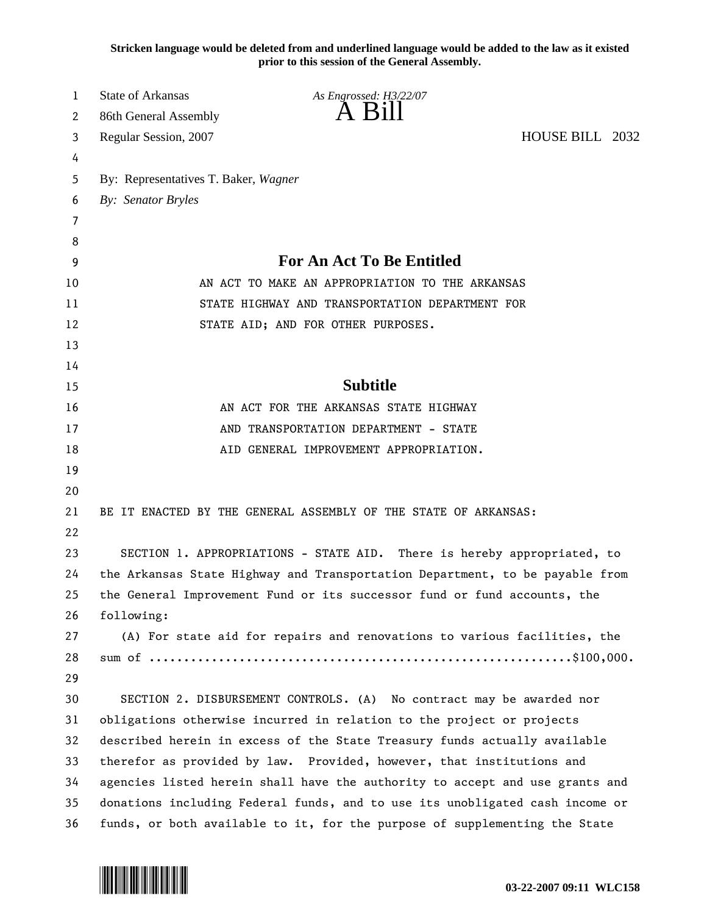Stricken language would be deleted from and underlined language would be added to the law as it existed prior to this session of the General Assembly.

State of Arkansas *As Engrossed: H3/22/07*
86th General Assembly **A Bill**
Regular Session, 2007 HOUSE BILL 2032

By: Representatives T. Baker, *Wagner*
*By: Senator Bryles*

## For An Act To Be Entitled

AN ACT TO MAKE AN APPROPRIATION TO THE ARKANSAS STATE HIGHWAY AND TRANSPORTATION DEPARTMENT FOR STATE AID; AND FOR OTHER PURPOSES.

## Subtitle

AN ACT FOR THE ARKANSAS STATE HIGHWAY AND TRANSPORTATION DEPARTMENT - STATE AID GENERAL IMPROVEMENT APPROPRIATION.

BE IT ENACTED BY THE GENERAL ASSEMBLY OF THE STATE OF ARKANSAS:

SECTION 1. APPROPRIATIONS - STATE AID. There is hereby appropriated, to the Arkansas State Highway and Transportation Department, to be payable from the General Improvement Fund or its successor fund or fund accounts, the following:

(A) For state aid for repairs and renovations to various facilities, the sum of ..........................................................$100,000.

SECTION 2. DISBURSEMENT CONTROLS. (A) No contract may be awarded nor obligations otherwise incurred in relation to the project or projects described herein in excess of the State Treasury funds actually available therefor as provided by law. Provided, however, that institutions and agencies listed herein shall have the authority to accept and use grants and donations including Federal funds, and to use its unobligated cash income or funds, or both available to it, for the purpose of supplementing the State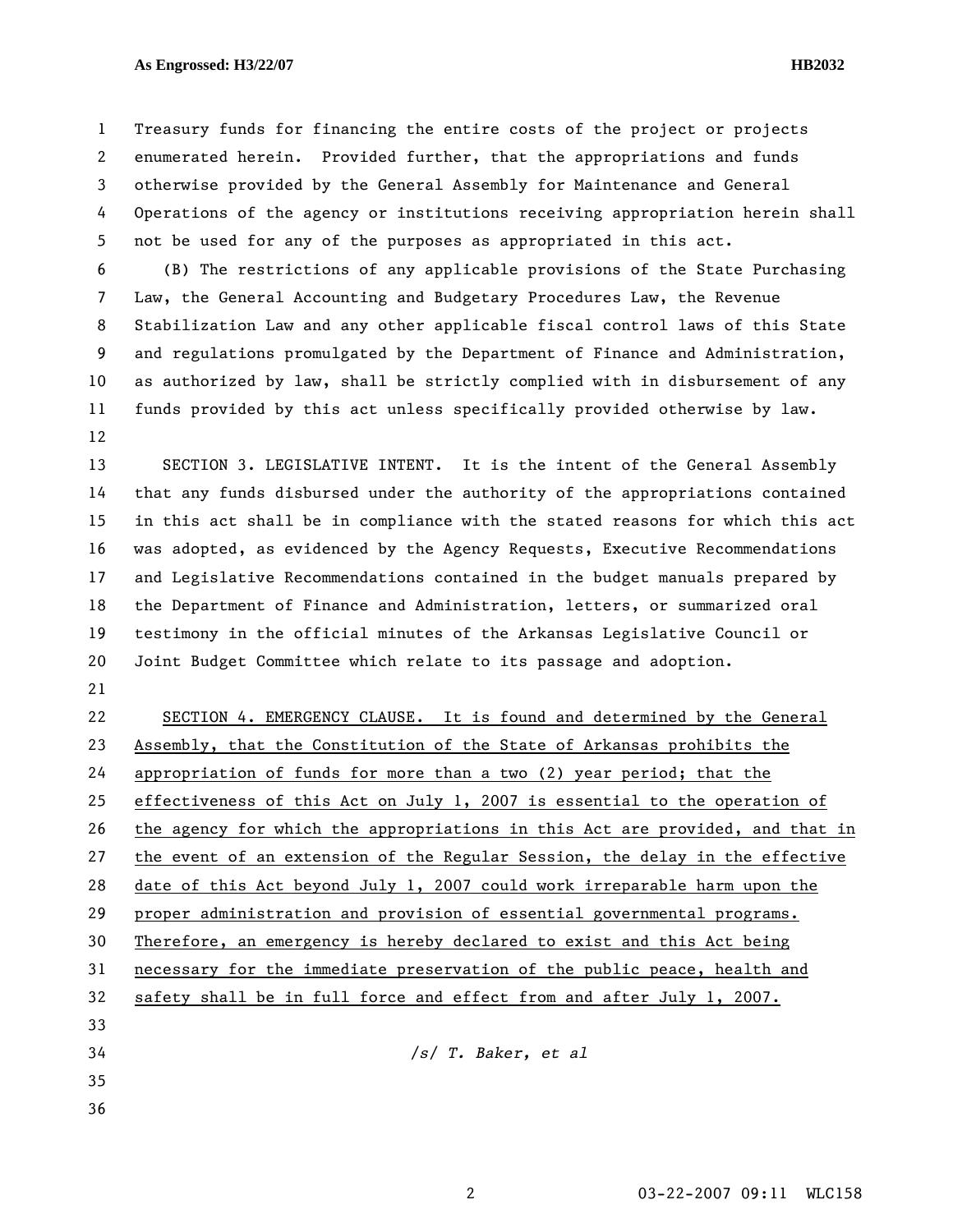Treasury funds for financing the entire costs of the project or projects enumerated herein. Provided further, that the appropriations and funds otherwise provided by the General Assembly for Maintenance and General Operations of the agency or institutions receiving appropriation herein shall not be used for any of the purposes as appropriated in this act.

(B) The restrictions of any applicable provisions of the State Purchasing Law, the General Accounting and Budgetary Procedures Law, the Revenue Stabilization Law and any other applicable fiscal control laws of this State and regulations promulgated by the Department of Finance and Administration, as authorized by law, shall be strictly complied with in disbursement of any funds provided by this act unless specifically provided otherwise by law.

SECTION 3. LEGISLATIVE INTENT. It is the intent of the General Assembly that any funds disbursed under the authority of the appropriations contained in this act shall be in compliance with the stated reasons for which this act was adopted, as evidenced by the Agency Requests, Executive Recommendations and Legislative Recommendations contained in the budget manuals prepared by the Department of Finance and Administration, letters, or summarized oral testimony in the official minutes of the Arkansas Legislative Council or Joint Budget Committee which relate to its passage and adoption.

SECTION 4. EMERGENCY CLAUSE. It is found and determined by the General Assembly, that the Constitution of the State of Arkansas prohibits the appropriation of funds for more than a two (2) year period; that the effectiveness of this Act on July 1, 2007 is essential to the operation of the agency for which the appropriations in this Act are provided, and that in the event of an extension of the Regular Session, the delay in the effective date of this Act beyond July 1, 2007 could work irreparable harm upon the proper administration and provision of essential governmental programs. Therefore, an emergency is hereby declared to exist and this Act being necessary for the immediate preservation of the public peace, health and safety shall be in full force and effect from and after July 1, 2007.

*/s/ T. Baker, et al*